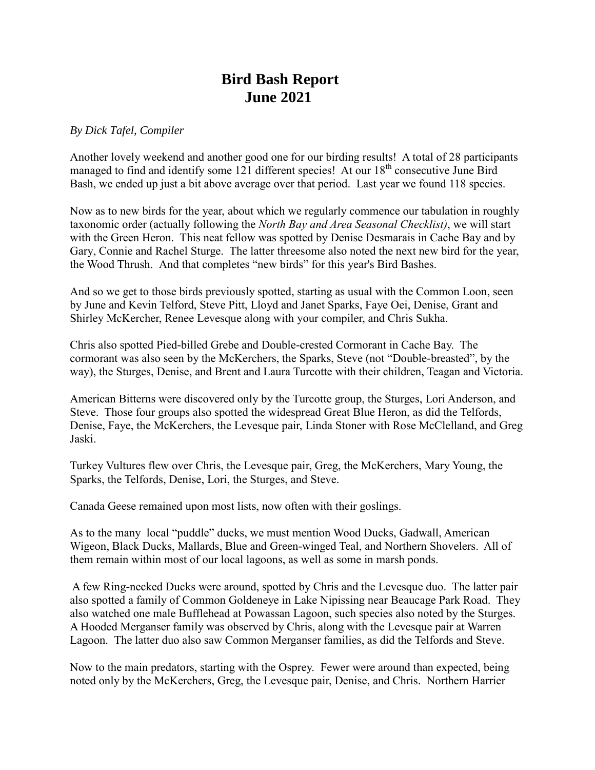# Bird Bash Report
# June 2021

*By Dick Tafel, Compiler*

Another lovely weekend and another good one for our birding results! A total of 28 participants managed to find and identify some 121 different species! At our 18th consecutive June Bird Bash, we ended up just a bit above average over that period. Last year we found 118 species.

Now as to new birds for the year, about which we regularly commence our tabulation in roughly taxonomic order (actually following the *North Bay and Area Seasonal Checklist)*, we will start with the Green Heron. This neat fellow was spotted by Denise Desmarais in Cache Bay and by Gary, Connie and Rachel Sturge. The latter threesome also noted the next new bird for the year, the Wood Thrush. And that completes "new birds" for this year's Bird Bashes.

And so we get to those birds previously spotted, starting as usual with the Common Loon, seen by June and Kevin Telford, Steve Pitt, Lloyd and Janet Sparks, Faye Oei, Denise, Grant and Shirley McKercher, Renee Levesque along with your compiler, and Chris Sukha.

Chris also spotted Pied-billed Grebe and Double-crested Cormorant in Cache Bay. The cormorant was also seen by the McKerchers, the Sparks, Steve (not "Double-breasted", by the way), the Sturges, Denise, and Brent and Laura Turcotte with their children, Teagan and Victoria.

American Bitterns were discovered only by the Turcotte group, the Sturges, Lori Anderson, and Steve. Those four groups also spotted the widespread Great Blue Heron, as did the Telfords, Denise, Faye, the McKerchers, the Levesque pair, Linda Stoner with Rose McClelland, and Greg Jaski.

Turkey Vultures flew over Chris, the Levesque pair, Greg, the McKerchers, Mary Young, the Sparks, the Telfords, Denise, Lori, the Sturges, and Steve.

Canada Geese remained upon most lists, now often with their goslings.

As to the many local "puddle" ducks, we must mention Wood Ducks, Gadwall, American Wigeon, Black Ducks, Mallards, Blue and Green-winged Teal, and Northern Shovelers. All of them remain within most of our local lagoons, as well as some in marsh ponds.

A few Ring-necked Ducks were around, spotted by Chris and the Levesque duo. The latter pair also spotted a family of Common Goldeneye in Lake Nipissing near Beaucage Park Road. They also watched one male Bufflehead at Powassan Lagoon, such species also noted by the Sturges. A Hooded Merganser family was observed by Chris, along with the Levesque pair at Warren Lagoon. The latter duo also saw Common Merganser families, as did the Telfords and Steve.

Now to the main predators, starting with the Osprey. Fewer were around than expected, being noted only by the McKerchers, Greg, the Levesque pair, Denise, and Chris. Northern Harrier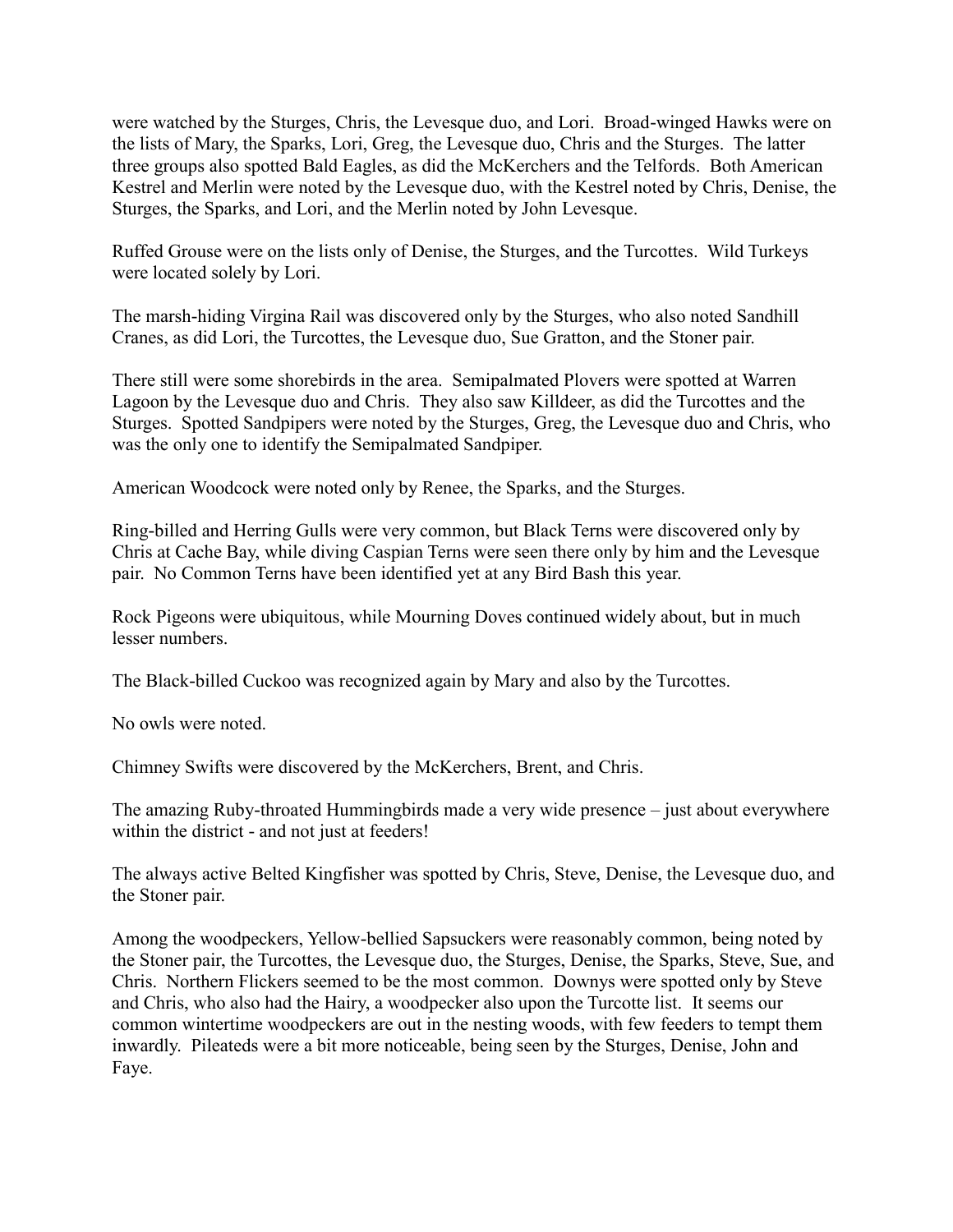were watched by the Sturges, Chris, the Levesque duo, and Lori. Broad-winged Hawks were on the lists of Mary, the Sparks, Lori, Greg, the Levesque duo, Chris and the Sturges. The latter three groups also spotted Bald Eagles, as did the McKerchers and the Telfords. Both American Kestrel and Merlin were noted by the Levesque duo, with the Kestrel noted by Chris, Denise, the Sturges, the Sparks, and Lori, and the Merlin noted by John Levesque.

Ruffed Grouse were on the lists only of Denise, the Sturges, and the Turcottes. Wild Turkeys were located solely by Lori.

The marsh-hiding Virgina Rail was discovered only by the Sturges, who also noted Sandhill Cranes, as did Lori, the Turcottes, the Levesque duo, Sue Gratton, and the Stoner pair.

There still were some shorebirds in the area. Semipalmated Plovers were spotted at Warren Lagoon by the Levesque duo and Chris. They also saw Killdeer, as did the Turcottes and the Sturges. Spotted Sandpipers were noted by the Sturges, Greg, the Levesque duo and Chris, who was the only one to identify the Semipalmated Sandpiper.

American Woodcock were noted only by Renee, the Sparks, and the Sturges.

Ring-billed and Herring Gulls were very common, but Black Terns were discovered only by Chris at Cache Bay, while diving Caspian Terns were seen there only by him and the Levesque pair. No Common Terns have been identified yet at any Bird Bash this year.

Rock Pigeons were ubiquitous, while Mourning Doves continued widely about, but in much lesser numbers.

The Black-billed Cuckoo was recognized again by Mary and also by the Turcottes.

No owls were noted.

Chimney Swifts were discovered by the McKerchers, Brent, and Chris.

The amazing Ruby-throated Hummingbirds made a very wide presence – just about everywhere within the district - and not just at feeders!

The always active Belted Kingfisher was spotted by Chris, Steve, Denise, the Levesque duo, and the Stoner pair.

Among the woodpeckers, Yellow-bellied Sapsuckers were reasonably common, being noted by the Stoner pair, the Turcottes, the Levesque duo, the Sturges, Denise, the Sparks, Steve, Sue, and Chris. Northern Flickers seemed to be the most common. Downys were spotted only by Steve and Chris, who also had the Hairy, a woodpecker also upon the Turcotte list. It seems our common wintertime woodpeckers are out in the nesting woods, with few feeders to tempt them inwardly. Pileateds were a bit more noticeable, being seen by the Sturges, Denise, John and Faye.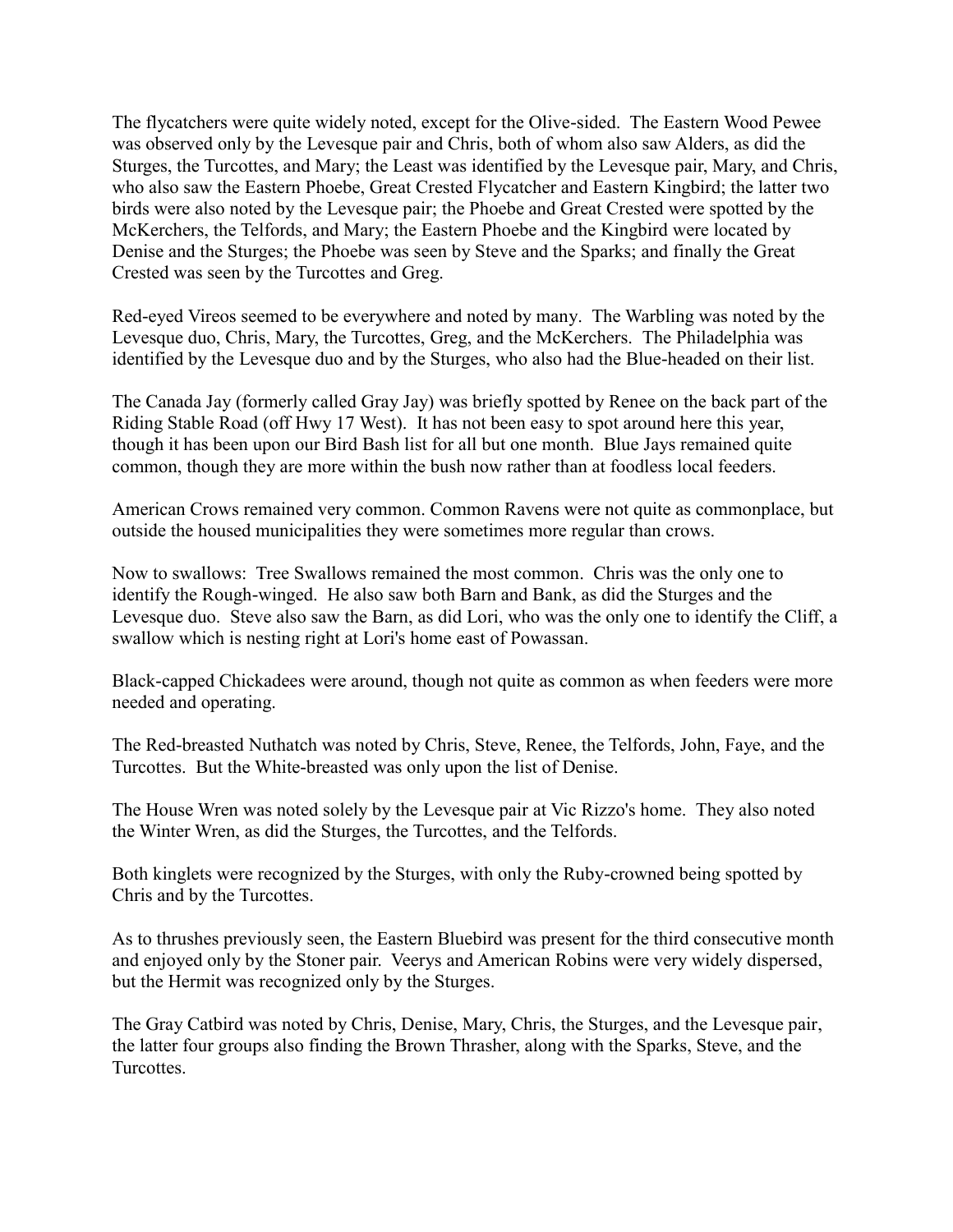The flycatchers were quite widely noted, except for the Olive-sided. The Eastern Wood Pewee was observed only by the Levesque pair and Chris, both of whom also saw Alders, as did the Sturges, the Turcottes, and Mary; the Least was identified by the Levesque pair, Mary, and Chris, who also saw the Eastern Phoebe, Great Crested Flycatcher and Eastern Kingbird; the latter two birds were also noted by the Levesque pair; the Phoebe and Great Crested were spotted by the McKerchers, the Telfords, and Mary; the Eastern Phoebe and the Kingbird were located by Denise and the Sturges; the Phoebe was seen by Steve and the Sparks; and finally the Great Crested was seen by the Turcottes and Greg.

Red-eyed Vireos seemed to be everywhere and noted by many. The Warbling was noted by the Levesque duo, Chris, Mary, the Turcottes, Greg, and the McKerchers. The Philadelphia was identified by the Levesque duo and by the Sturges, who also had the Blue-headed on their list.

The Canada Jay (formerly called Gray Jay) was briefly spotted by Renee on the back part of the Riding Stable Road (off Hwy 17 West). It has not been easy to spot around here this year, though it has been upon our Bird Bash list for all but one month. Blue Jays remained quite common, though they are more within the bush now rather than at foodless local feeders.

American Crows remained very common. Common Ravens were not quite as commonplace, but outside the housed municipalities they were sometimes more regular than crows.

Now to swallows: Tree Swallows remained the most common. Chris was the only one to identify the Rough-winged. He also saw both Barn and Bank, as did the Sturges and the Levesque duo. Steve also saw the Barn, as did Lori, who was the only one to identify the Cliff, a swallow which is nesting right at Lori's home east of Powassan.

Black-capped Chickadees were around, though not quite as common as when feeders were more needed and operating.

The Red-breasted Nuthatch was noted by Chris, Steve, Renee, the Telfords, John, Faye, and the Turcottes. But the White-breasted was only upon the list of Denise.

The House Wren was noted solely by the Levesque pair at Vic Rizzo's home. They also noted the Winter Wren, as did the Sturges, the Turcottes, and the Telfords.

Both kinglets were recognized by the Sturges, with only the Ruby-crowned being spotted by Chris and by the Turcottes.

As to thrushes previously seen, the Eastern Bluebird was present for the third consecutive month and enjoyed only by the Stoner pair. Veerys and American Robins were very widely dispersed, but the Hermit was recognized only by the Sturges.

The Gray Catbird was noted by Chris, Denise, Mary, Chris, the Sturges, and the Levesque pair, the latter four groups also finding the Brown Thrasher, along with the Sparks, Steve, and the Turcottes.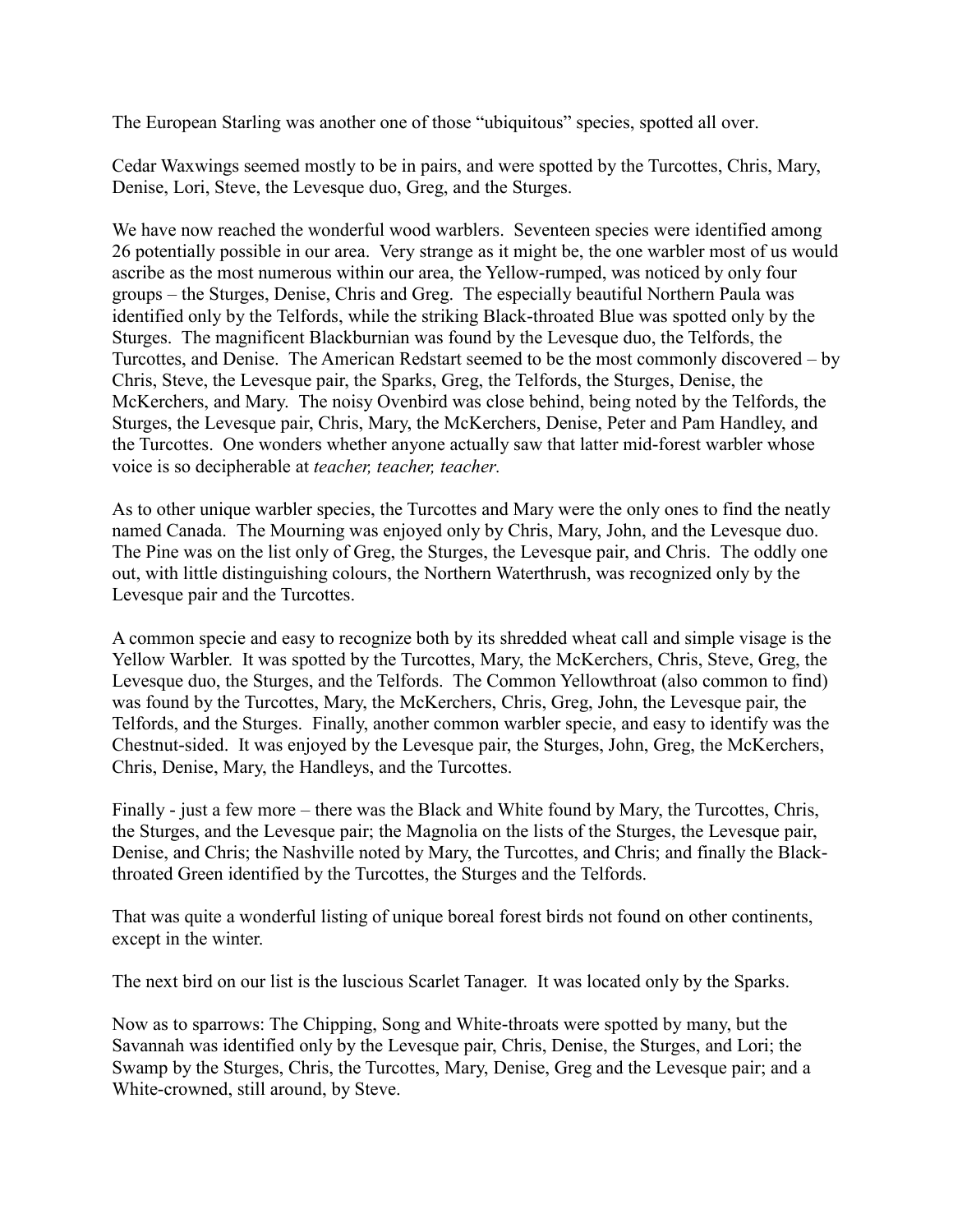The European Starling was another one of those "ubiquitous" species, spotted all over.

Cedar Waxwings seemed mostly to be in pairs, and were spotted by the Turcottes, Chris, Mary, Denise, Lori, Steve, the Levesque duo, Greg, and the Sturges.

We have now reached the wonderful wood warblers. Seventeen species were identified among 26 potentially possible in our area. Very strange as it might be, the one warbler most of us would ascribe as the most numerous within our area, the Yellow-rumped, was noticed by only four groups – the Sturges, Denise, Chris and Greg. The especially beautiful Northern Paula was identified only by the Telfords, while the striking Black-throated Blue was spotted only by the Sturges. The magnificent Blackburnian was found by the Levesque duo, the Telfords, the Turcottes, and Denise. The American Redstart seemed to be the most commonly discovered – by Chris, Steve, the Levesque pair, the Sparks, Greg, the Telfords, the Sturges, Denise, the McKerchers, and Mary. The noisy Ovenbird was close behind, being noted by the Telfords, the Sturges, the Levesque pair, Chris, Mary, the McKerchers, Denise, Peter and Pam Handley, and the Turcottes. One wonders whether anyone actually saw that latter mid-forest warbler whose voice is so decipherable at *teacher, teacher, teacher.*

As to other unique warbler species, the Turcottes and Mary were the only ones to find the neatly named Canada. The Mourning was enjoyed only by Chris, Mary, John, and the Levesque duo. The Pine was on the list only of Greg, the Sturges, the Levesque pair, and Chris. The oddly one out, with little distinguishing colours, the Northern Waterthrush, was recognized only by the Levesque pair and the Turcottes.

A common specie and easy to recognize both by its shredded wheat call and simple visage is the Yellow Warbler. It was spotted by the Turcottes, Mary, the McKerchers, Chris, Steve, Greg, the Levesque duo, the Sturges, and the Telfords. The Common Yellowthroat (also common to find) was found by the Turcottes, Mary, the McKerchers, Chris, Greg, John, the Levesque pair, the Telfords, and the Sturges. Finally, another common warbler specie, and easy to identify was the Chestnut-sided. It was enjoyed by the Levesque pair, the Sturges, John, Greg, the McKerchers, Chris, Denise, Mary, the Handleys, and the Turcottes.

Finally - just a few more – there was the Black and White found by Mary, the Turcottes, Chris, the Sturges, and the Levesque pair; the Magnolia on the lists of the Sturges, the Levesque pair, Denise, and Chris; the Nashville noted by Mary, the Turcottes, and Chris; and finally the Black-throated Green identified by the Turcottes, the Sturges and the Telfords.

That was quite a wonderful listing of unique boreal forest birds not found on other continents, except in the winter.

The next bird on our list is the luscious Scarlet Tanager. It was located only by the Sparks.

Now as to sparrows: The Chipping, Song and White-throats were spotted by many, but the Savannah was identified only by the Levesque pair, Chris, Denise, the Sturges, and Lori; the Swamp by the Sturges, Chris, the Turcottes, Mary, Denise, Greg and the Levesque pair; and a White-crowned, still around, by Steve.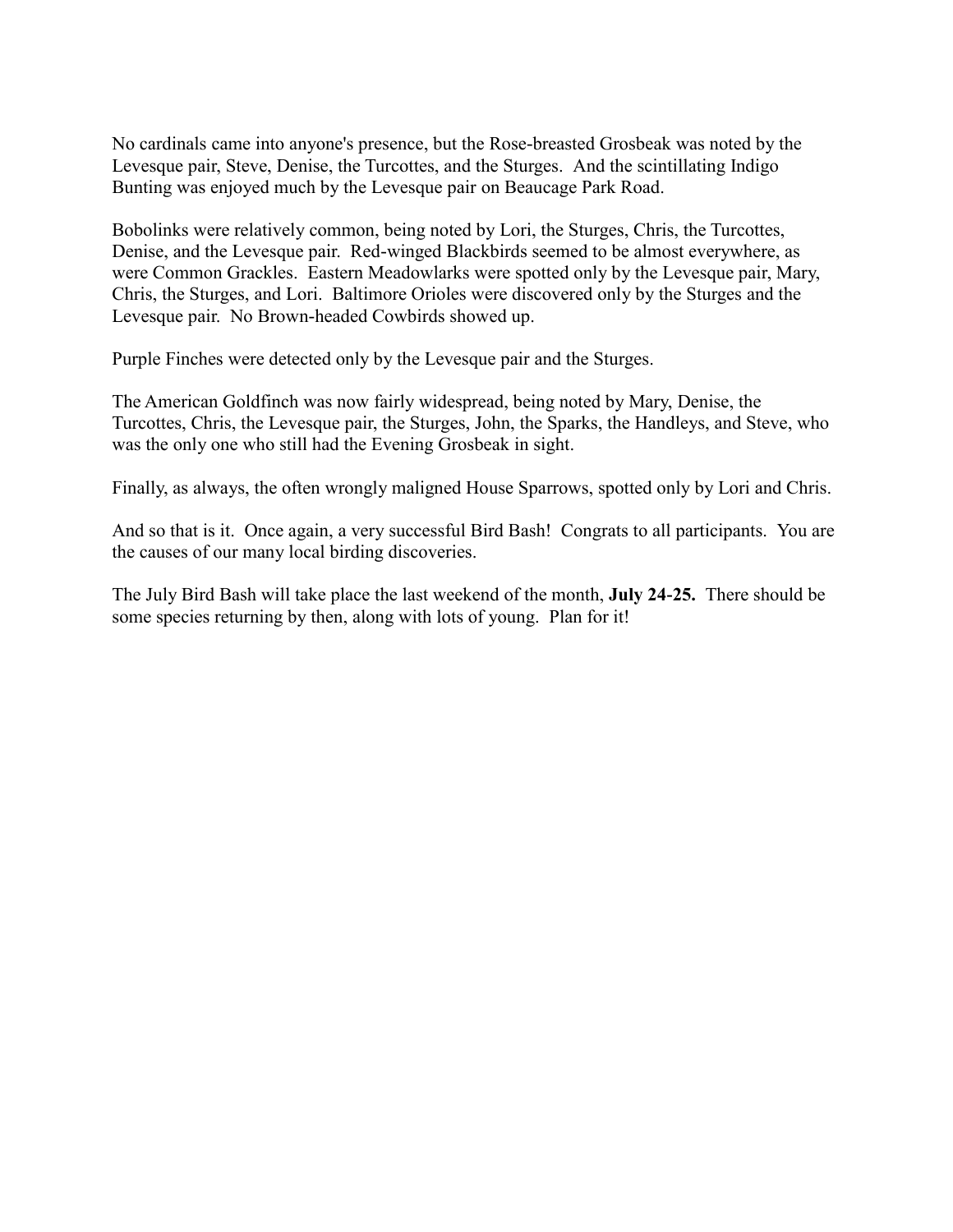No cardinals came into anyone's presence, but the Rose-breasted Grosbeak was noted by the Levesque pair, Steve, Denise, the Turcottes, and the Sturges. And the scintillating Indigo Bunting was enjoyed much by the Levesque pair on Beaucage Park Road.

Bobolinks were relatively common, being noted by Lori, the Sturges, Chris, the Turcottes, Denise, and the Levesque pair. Red-winged Blackbirds seemed to be almost everywhere, as were Common Grackles. Eastern Meadowlarks were spotted only by the Levesque pair, Mary, Chris, the Sturges, and Lori. Baltimore Orioles were discovered only by the Sturges and the Levesque pair. No Brown-headed Cowbirds showed up.

Purple Finches were detected only by the Levesque pair and the Sturges.

The American Goldfinch was now fairly widespread, being noted by Mary, Denise, the Turcottes, Chris, the Levesque pair, the Sturges, John, the Sparks, the Handleys, and Steve, who was the only one who still had the Evening Grosbeak in sight.

Finally, as always, the often wrongly maligned House Sparrows, spotted only by Lori and Chris.

And so that is it. Once again, a very successful Bird Bash! Congrats to all participants. You are the causes of our many local birding discoveries.

The July Bird Bash will take place the last weekend of the month, **July 24-25.** There should be some species returning by then, along with lots of young. Plan for it!